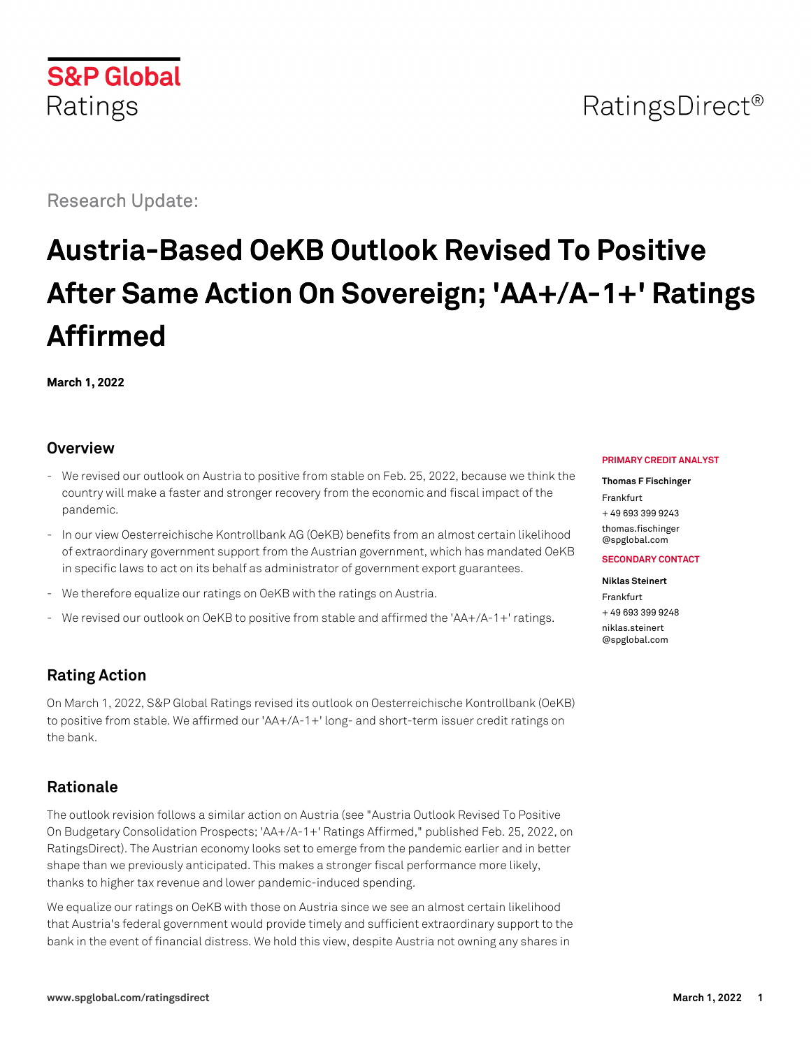S&P Global Ratings

RatingsDirect®

Research Update:

# Austria-Based OeKB Outlook Revised To Positive After Same Action On Sovereign; 'AA+/A-1+' Ratings Affirmed

**March 1, 2022**

## Overview

- We revised our outlook on Austria to positive from stable on Feb. 25, 2022, because we think the country will make a faster and stronger recovery from the economic and fiscal impact of the pandemic.
- In our view Oesterreichische Kontrollbank AG (OeKB) benefits from an almost certain likelihood of extraordinary government support from the Austrian government, which has mandated OeKB in specific laws to act on its behalf as administrator of government export guarantees.
- We therefore equalize our ratings on OeKB with the ratings on Austria.
- We revised our outlook on OeKB to positive from stable and affirmed the 'AA+/A-1+' ratings.

**PRIMARY CREDIT ANALYST**

**Thomas F Fischinger**
Frankfurt
+ 49 693 399 9243
thomas.fischinger@spglobal.com

**SECONDARY CONTACT**

**Niklas Steinert**
Frankfurt
+ 49 693 399 9248
niklas.steinert@spglobal.com

## Rating Action

On March 1, 2022, S&P Global Ratings revised its outlook on Oesterreichische Kontrollbank (OeKB) to positive from stable. We affirmed our 'AA+/A-1+' long- and short-term issuer credit ratings on the bank.

## Rationale

The outlook revision follows a similar action on Austria (see "Austria Outlook Revised To Positive On Budgetary Consolidation Prospects; 'AA+/A-1+' Ratings Affirmed," published Feb. 25, 2022, on RatingsDirect). The Austrian economy looks set to emerge from the pandemic earlier and in better shape than we previously anticipated. This makes a stronger fiscal performance more likely, thanks to higher tax revenue and lower pandemic-induced spending.

We equalize our ratings on OeKB with those on Austria since we see an almost certain likelihood that Austria's federal government would provide timely and sufficient extraordinary support to the bank in the event of financial distress. We hold this view, despite Austria not owning any shares in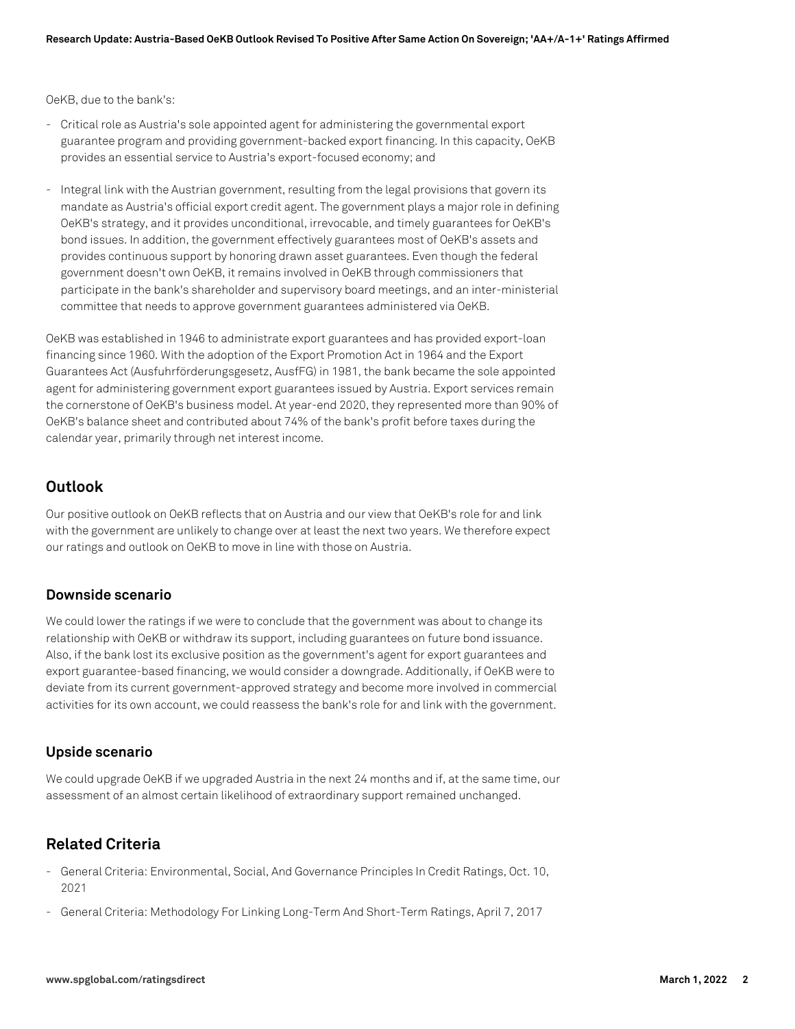OeKB, due to the bank's:

- Critical role as Austria's sole appointed agent for administering the governmental export guarantee program and providing government-backed export financing. In this capacity, OeKB provides an essential service to Austria's export-focused economy; and
- Integral link with the Austrian government, resulting from the legal provisions that govern its mandate as Austria's official export credit agent. The government plays a major role in defining OeKB's strategy, and it provides unconditional, irrevocable, and timely guarantees for OeKB's bond issues. In addition, the government effectively guarantees most of OeKB's assets and provides continuous support by honoring drawn asset guarantees. Even though the federal government doesn't own OeKB, it remains involved in OeKB through commissioners that participate in the bank's shareholder and supervisory board meetings, and an inter-ministerial committee that needs to approve government guarantees administered via OeKB.

OeKB was established in 1946 to administrate export guarantees and has provided export-loan financing since 1960. With the adoption of the Export Promotion Act in 1964 and the Export Guarantees Act (Ausfuhrförderungsgesetz, AusfFG) in 1981, the bank became the sole appointed agent for administering government export guarantees issued by Austria. Export services remain the cornerstone of OeKB's business model. At year-end 2020, they represented more than 90% of OeKB's balance sheet and contributed about 74% of the bank's profit before taxes during the calendar year, primarily through net interest income.

## Outlook

Our positive outlook on OeKB reflects that on Austria and our view that OeKB's role for and link with the government are unlikely to change over at least the next two years. We therefore expect our ratings and outlook on OeKB to move in line with those on Austria.

### Downside scenario

We could lower the ratings if we were to conclude that the government was about to change its relationship with OeKB or withdraw its support, including guarantees on future bond issuance. Also, if the bank lost its exclusive position as the government's agent for export guarantees and export guarantee-based financing, we would consider a downgrade. Additionally, if OeKB were to deviate from its current government-approved strategy and become more involved in commercial activities for its own account, we could reassess the bank's role for and link with the government.

### Upside scenario

We could upgrade OeKB if we upgraded Austria in the next 24 months and if, at the same time, our assessment of an almost certain likelihood of extraordinary support remained unchanged.

## Related Criteria

- General Criteria: Environmental, Social, And Governance Principles In Credit Ratings, Oct. 10, 2021
- General Criteria: Methodology For Linking Long-Term And Short-Term Ratings, April 7, 2017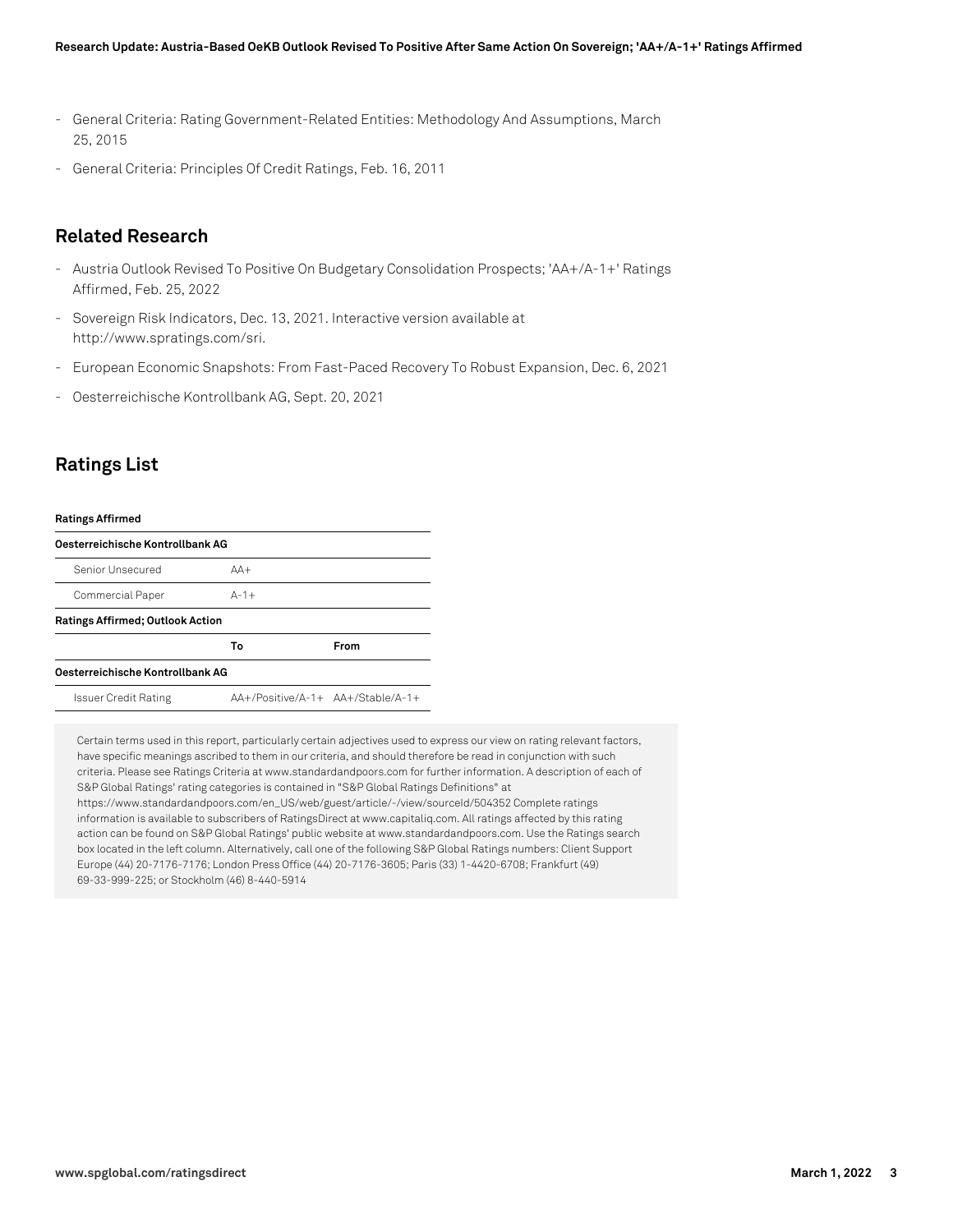- General Criteria: Rating Government-Related Entities: Methodology And Assumptions, March 25, 2015
- General Criteria: Principles Of Credit Ratings, Feb. 16, 2011

## Related Research

- Austria Outlook Revised To Positive On Budgetary Consolidation Prospects; 'AA+/A-1+' Ratings Affirmed, Feb. 25, 2022
- Sovereign Risk Indicators, Dec. 13, 2021. Interactive version available at http://www.spratings.com/sri.
- European Economic Snapshots: From Fast-Paced Recovery To Robust Expansion, Dec. 6, 2021
- Oesterreichische Kontrollbank AG, Sept. 20, 2021

## Ratings List

| **Ratings Affirmed** | | |
|---|---|---|
| **Oesterreichische Kontrollbank AG** | | |
| Senior Unsecured | AA+ | |
| Commercial Paper | A-1+ | |
| **Ratings Affirmed; Outlook Action** | | |
| | **To** | **From** |
| **Oesterreichische Kontrollbank AG** | | |
| Issuer Credit Rating | AA+/Positive/A-1+ | AA+/Stable/A-1+ |

Certain terms used in this report, particularly certain adjectives used to express our view on rating relevant factors, have specific meanings ascribed to them in our criteria, and should therefore be read in conjunction with such criteria. Please see Ratings Criteria at www.standardandpoors.com for further information. A description of each of S&P Global Ratings' rating categories is contained in "S&P Global Ratings Definitions" at https://www.standardandpoors.com/en_US/web/guest/article/-/view/sourceId/504352 Complete ratings information is available to subscribers of RatingsDirect at www.capitaliq.com. All ratings affected by this rating action can be found on S&P Global Ratings' public website at www.standardandpoors.com. Use the Ratings search box located in the left column. Alternatively, call one of the following S&P Global Ratings numbers: Client Support Europe (44) 20-7176-7176; London Press Office (44) 20-7176-3605; Paris (33) 1-4420-6708; Frankfurt (49) 69-33-999-225; or Stockholm (46) 8-440-5914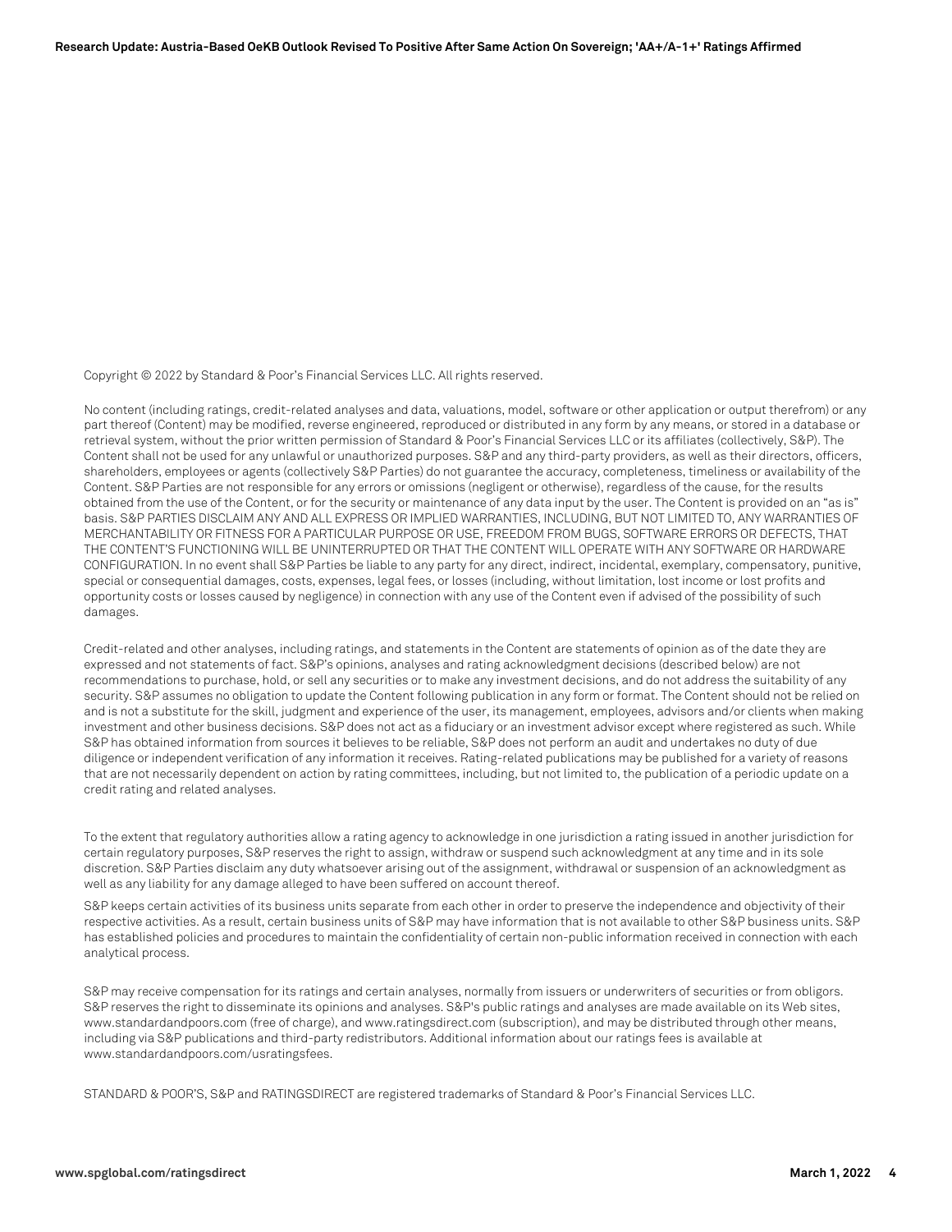Copyright © 2022 by Standard & Poor's Financial Services LLC. All rights reserved.

No content (including ratings, credit-related analyses and data, valuations, model, software or other application or output therefrom) or any part thereof (Content) may be modified, reverse engineered, reproduced or distributed in any form by any means, or stored in a database or retrieval system, without the prior written permission of Standard & Poor's Financial Services LLC or its affiliates (collectively, S&P). The Content shall not be used for any unlawful or unauthorized purposes. S&P and any third-party providers, as well as their directors, officers, shareholders, employees or agents (collectively S&P Parties) do not guarantee the accuracy, completeness, timeliness or availability of the Content. S&P Parties are not responsible for any errors or omissions (negligent or otherwise), regardless of the cause, for the results obtained from the use of the Content, or for the security or maintenance of any data input by the user. The Content is provided on an "as is" basis. S&P PARTIES DISCLAIM ANY AND ALL EXPRESS OR IMPLIED WARRANTIES, INCLUDING, BUT NOT LIMITED TO, ANY WARRANTIES OF MERCHANTABILITY OR FITNESS FOR A PARTICULAR PURPOSE OR USE, FREEDOM FROM BUGS, SOFTWARE ERRORS OR DEFECTS, THAT THE CONTENT'S FUNCTIONING WILL BE UNINTERRUPTED OR THAT THE CONTENT WILL OPERATE WITH ANY SOFTWARE OR HARDWARE CONFIGURATION. In no event shall S&P Parties be liable to any party for any direct, indirect, incidental, exemplary, compensatory, punitive, special or consequential damages, costs, expenses, legal fees, or losses (including, without limitation, lost income or lost profits and opportunity costs or losses caused by negligence) in connection with any use of the Content even if advised of the possibility of such damages.

Credit-related and other analyses, including ratings, and statements in the Content are statements of opinion as of the date they are expressed and not statements of fact. S&P's opinions, analyses and rating acknowledgment decisions (described below) are not recommendations to purchase, hold, or sell any securities or to make any investment decisions, and do not address the suitability of any security. S&P assumes no obligation to update the Content following publication in any form or format. The Content should not be relied on and is not a substitute for the skill, judgment and experience of the user, its management, employees, advisors and/or clients when making investment and other business decisions. S&P does not act as a fiduciary or an investment advisor except where registered as such. While S&P has obtained information from sources it believes to be reliable, S&P does not perform an audit and undertakes no duty of due diligence or independent verification of any information it receives. Rating-related publications may be published for a variety of reasons that are not necessarily dependent on action by rating committees, including, but not limited to, the publication of a periodic update on a credit rating and related analyses.

To the extent that regulatory authorities allow a rating agency to acknowledge in one jurisdiction a rating issued in another jurisdiction for certain regulatory purposes, S&P reserves the right to assign, withdraw or suspend such acknowledgment at any time and in its sole discretion. S&P Parties disclaim any duty whatsoever arising out of the assignment, withdrawal or suspension of an acknowledgment as well as any liability for any damage alleged to have been suffered on account thereof.

S&P keeps certain activities of its business units separate from each other in order to preserve the independence and objectivity of their respective activities. As a result, certain business units of S&P may have information that is not available to other S&P business units. S&P has established policies and procedures to maintain the confidentiality of certain non-public information received in connection with each analytical process.

S&P may receive compensation for its ratings and certain analyses, normally from issuers or underwriters of securities or from obligors. S&P reserves the right to disseminate its opinions and analyses. S&P's public ratings and analyses are made available on its Web sites, www.standardandpoors.com (free of charge), and www.ratingsdirect.com (subscription), and may be distributed through other means, including via S&P publications and third-party redistributors. Additional information about our ratings fees is available at www.standardandpoors.com/usratingsfees.

STANDARD & POOR'S, S&P and RATINGSDIRECT are registered trademarks of Standard & Poor's Financial Services LLC.